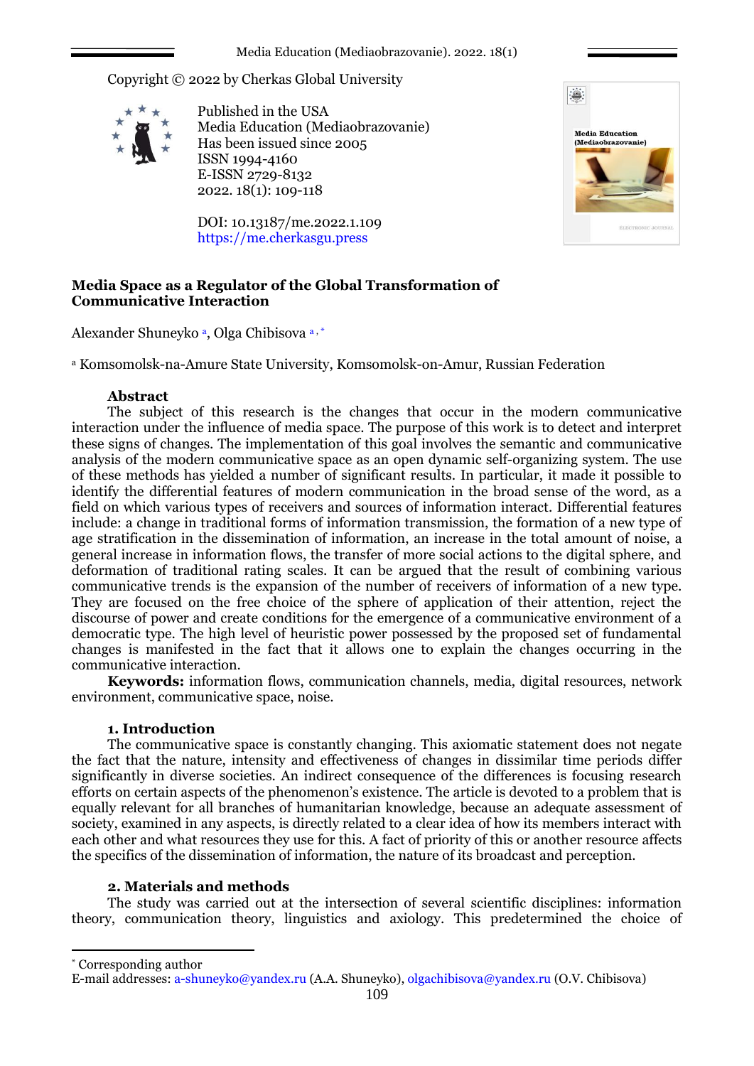Copyright © 2022 by Cherkas Global University

Published in the USA
Media Education (Mediaobrazovanie)
Has been issued since 2005
ISSN 1994-4160
E-ISSN 2729-8132
2022. 18(1): 109-118

DOI: 10.13187/me.2022.1.109
https://me.cherkasgu.press

# Media Space as a Regulator of the Global Transformation of Communicative Interaction

Alexander Shuneyko [a], Olga Chibisova [a, *]

[a] Komsomolsk-na-Amure State University, Komsomolsk-on-Amur, Russian Federation

## Abstract

The subject of this research is the changes that occur in the modern communicative interaction under the influence of media space. The purpose of this work is to detect and interpret these signs of changes. The implementation of this goal involves the semantic and communicative analysis of the modern communicative space as an open dynamic self-organizing system. The use of these methods has yielded a number of significant results. In particular, it made it possible to identify the differential features of modern communication in the broad sense of the word, as a field on which various types of receivers and sources of information interact. Differential features include: a change in traditional forms of information transmission, the formation of a new type of age stratification in the dissemination of information, an increase in the total amount of noise, a general increase in information flows, the transfer of more social actions to the digital sphere, and deformation of traditional rating scales. It can be argued that the result of combining various communicative trends is the expansion of the number of receivers of information of a new type. They are focused on the free choice of the sphere of application of their attention, reject the discourse of power and create conditions for the emergence of a communicative environment of a democratic type. The high level of heuristic power possessed by the proposed set of fundamental changes is manifested in the fact that it allows one to explain the changes occurring in the communicative interaction.

**Keywords:** information flows, communication channels, media, digital resources, network environment, communicative space, noise.

## 1. Introduction

The communicative space is constantly changing. This axiomatic statement does not negate the fact that the nature, intensity and effectiveness of changes in dissimilar time periods differ significantly in diverse societies. An indirect consequence of the differences is focusing research efforts on certain aspects of the phenomenon's existence. The article is devoted to a problem that is equally relevant for all branches of humanitarian knowledge, because an adequate assessment of society, examined in any aspects, is directly related to a clear idea of how its members interact with each other and what resources they use for this. A fact of priority of this or another resource affects the specifics of the dissemination of information, the nature of its broadcast and perception.

## 2. Materials and methods

The study was carried out at the intersection of several scientific disciplines: information theory, communication theory, linguistics and axiology. This predetermined the choice of

---

* Corresponding author
E-mail addresses: a-shuneyko@yandex.ru (A.A. Shuneyko), olgachibisova@yandex.ru (O.V. Chibisova)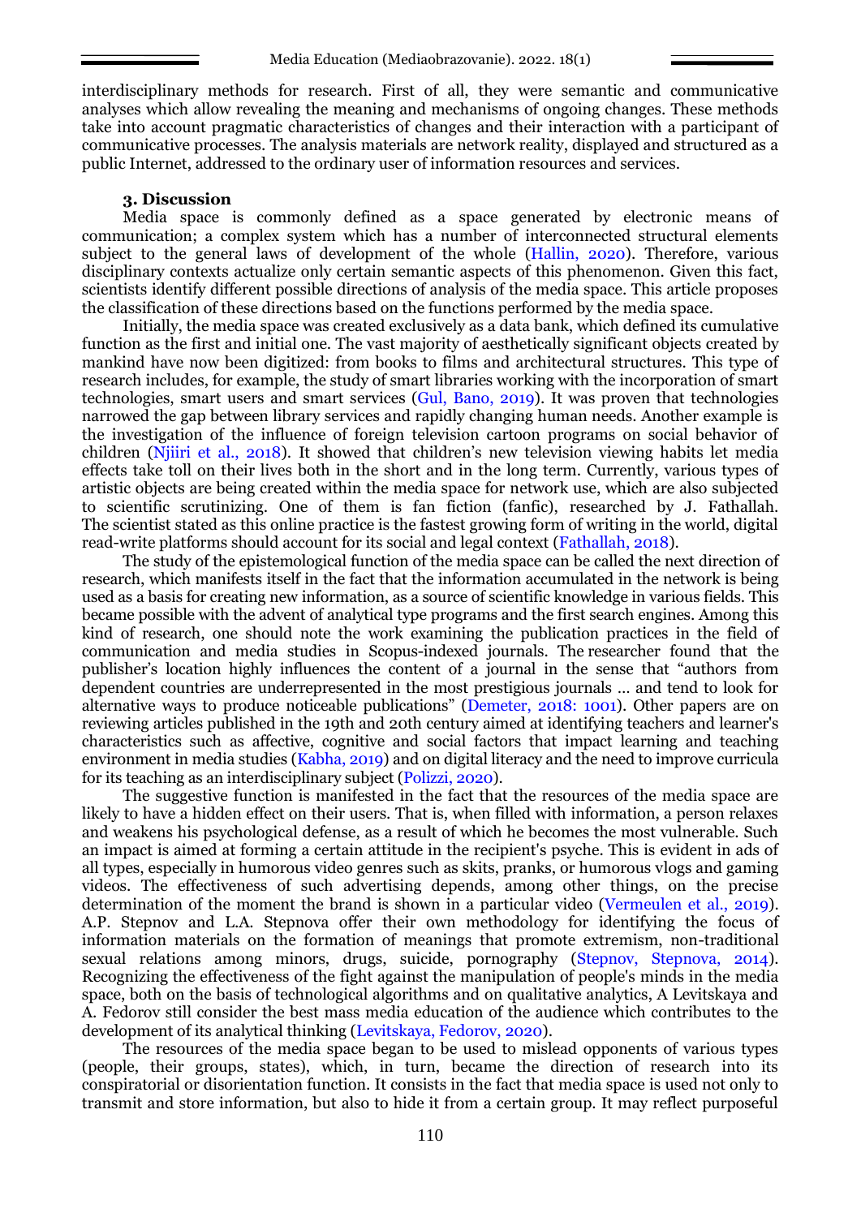interdisciplinary methods for research. First of all, they were semantic and communicative analyses which allow revealing the meaning and mechanisms of ongoing changes. These methods take into account pragmatic characteristics of changes and their interaction with a participant of communicative processes. The analysis materials are network reality, displayed and structured as a public Internet, addressed to the ordinary user of information resources and services.

### 3. Discussion

Media space is commonly defined as a space generated by electronic means of communication; a complex system which has a number of interconnected structural elements subject to the general laws of development of the whole (Hallin, 2020). Therefore, various disciplinary contexts actualize only certain semantic aspects of this phenomenon. Given this fact, scientists identify different possible directions of analysis of the media space. This article proposes the classification of these directions based on the functions performed by the media space.

Initially, the media space was created exclusively as a data bank, which defined its cumulative function as the first and initial one. The vast majority of aesthetically significant objects created by mankind have now been digitized: from books to films and architectural structures. This type of research includes, for example, the study of smart libraries working with the incorporation of smart technologies, smart users and smart services (Gul, Bano, 2019). It was proven that technologies narrowed the gap between library services and rapidly changing human needs. Another example is the investigation of the influence of foreign television cartoon programs on social behavior of children (Njiiri et al., 2018). It showed that children's new television viewing habits let media effects take toll on their lives both in the short and in the long term. Currently, various types of artistic objects are being created within the media space for network use, which are also subjected to scientific scrutinizing. One of them is fan fiction (fanfic), researched by J. Fathallah. The scientist stated as this online practice is the fastest growing form of writing in the world, digital read-write platforms should account for its social and legal context (Fathallah, 2018).

The study of the epistemological function of the media space can be called the next direction of research, which manifests itself in the fact that the information accumulated in the network is being used as a basis for creating new information, as a source of scientific knowledge in various fields. This became possible with the advent of analytical type programs and the first search engines. Among this kind of research, one should note the work examining the publication practices in the field of communication and media studies in Scopus-indexed journals. The researcher found that the publisher's location highly influences the content of a journal in the sense that "authors from dependent countries are underrepresented in the most prestigious journals … and tend to look for alternative ways to produce noticeable publications" (Demeter, 2018: 1001). Other papers are on reviewing articles published in the 19th and 20th century aimed at identifying teachers and learner's characteristics such as affective, cognitive and social factors that impact learning and teaching environment in media studies (Kabha, 2019) and on digital literacy and the need to improve curricula for its teaching as an interdisciplinary subject (Polizzi, 2020).

The suggestive function is manifested in the fact that the resources of the media space are likely to have a hidden effect on their users. That is, when filled with information, a person relaxes and weakens his psychological defense, as a result of which he becomes the most vulnerable. Such an impact is aimed at forming a certain attitude in the recipient's psyche. This is evident in ads of all types, especially in humorous video genres such as skits, pranks, or humorous vlogs and gaming videos. The effectiveness of such advertising depends, among other things, on the precise determination of the moment the brand is shown in a particular video (Vermeulen et al., 2019). A.P. Stepnov and L.A. Stepnova offer their own methodology for identifying the focus of information materials on the formation of meanings that promote extremism, non-traditional sexual relations among minors, drugs, suicide, pornography (Stepnov, Stepnova, 2014). Recognizing the effectiveness of the fight against the manipulation of people's minds in the media space, both on the basis of technological algorithms and on qualitative analytics, A Levitskaya and A. Fedorov still consider the best mass media education of the audience which contributes to the development of its analytical thinking (Levitskaya, Fedorov, 2020).

The resources of the media space began to be used to mislead opponents of various types (people, their groups, states), which, in turn, became the direction of research into its conspiratorial or disorientation function. It consists in the fact that media space is used not only to transmit and store information, but also to hide it from a certain group. It may reflect purposeful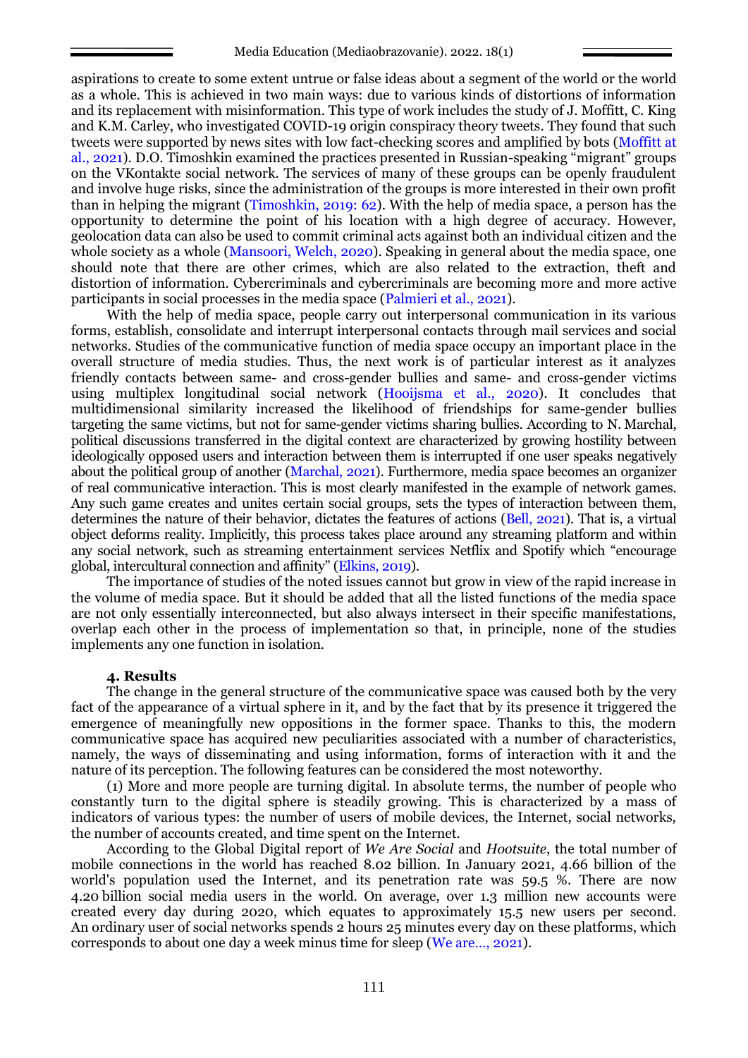aspirations to create to some extent untrue or false ideas about a segment of the world or the world as a whole. This is achieved in two main ways: due to various kinds of distortions of information and its replacement with misinformation. This type of work includes the study of J. Moffitt, C. King and K.M. Carley, who investigated COVID-19 origin conspiracy theory tweets. They found that such tweets were supported by news sites with low fact-checking scores and amplified by bots (Moffitt at al., 2021). D.O. Timoshkin examined the practices presented in Russian-speaking "migrant" groups on the VKontakte social network. The services of many of these groups can be openly fraudulent and involve huge risks, since the administration of the groups is more interested in their own profit than in helping the migrant (Timoshkin, 2019: 62). With the help of media space, a person has the opportunity to determine the point of his location with a high degree of accuracy. However, geolocation data can also be used to commit criminal acts against both an individual citizen and the whole society as a whole (Mansoori, Welch, 2020). Speaking in general about the media space, one should note that there are other crimes, which are also related to the extraction, theft and distortion of information. Cybercriminals and cybercriminals are becoming more and more active participants in social processes in the media space (Palmieri et al., 2021).

With the help of media space, people carry out interpersonal communication in its various forms, establish, consolidate and interrupt interpersonal contacts through mail services and social networks. Studies of the communicative function of media space occupy an important place in the overall structure of media studies. Thus, the next work is of particular interest as it analyzes friendly contacts between same- and cross-gender bullies and same- and cross-gender victims using multiplex longitudinal social network (Hooijsma et al., 2020). It concludes that multidimensional similarity increased the likelihood of friendships for same-gender bullies targeting the same victims, but not for same-gender victims sharing bullies. According to N. Marchal, political discussions transferred in the digital context are characterized by growing hostility between ideologically opposed users and interaction between them is interrupted if one user speaks negatively about the political group of another (Marchal, 2021). Furthermore, media space becomes an organizer of real communicative interaction. This is most clearly manifested in the example of network games. Any such game creates and unites certain social groups, sets the types of interaction between them, determines the nature of their behavior, dictates the features of actions (Bell, 2021). That is, a virtual object deforms reality. Implicitly, this process takes place around any streaming platform and within any social network, such as streaming entertainment services Netflix and Spotify which "encourage global, intercultural connection and affinity" (Elkins, 2019).

The importance of studies of the noted issues cannot but grow in view of the rapid increase in the volume of media space. But it should be added that all the listed functions of the media space are not only essentially interconnected, but also always intersect in their specific manifestations, overlap each other in the process of implementation so that, in principle, none of the studies implements any one function in isolation.

## 4. Results

The change in the general structure of the communicative space was caused both by the very fact of the appearance of a virtual sphere in it, and by the fact that by its presence it triggered the emergence of meaningfully new oppositions in the former space. Thanks to this, the modern communicative space has acquired new peculiarities associated with a number of characteristics, namely, the ways of disseminating and using information, forms of interaction with it and the nature of its perception. The following features can be considered the most noteworthy.

(1) More and more people are turning digital. In absolute terms, the number of people who constantly turn to the digital sphere is steadily growing. This is characterized by a mass of indicators of various types: the number of users of mobile devices, the Internet, social networks, the number of accounts created, and time spent on the Internet.

According to the Global Digital report of *We Are Social* and *Hootsuite*, the total number of mobile connections in the world has reached 8.02 billion. In January 2021, 4.66 billion of the world's population used the Internet, and its penetration rate was 59.5 %. There are now 4.20 billion social media users in the world. On average, over 1.3 million new accounts were created every day during 2020, which equates to approximately 15.5 new users per second. An ordinary user of social networks spends 2 hours 25 minutes every day on these platforms, which corresponds to about one day a week minus time for sleep (We are..., 2021).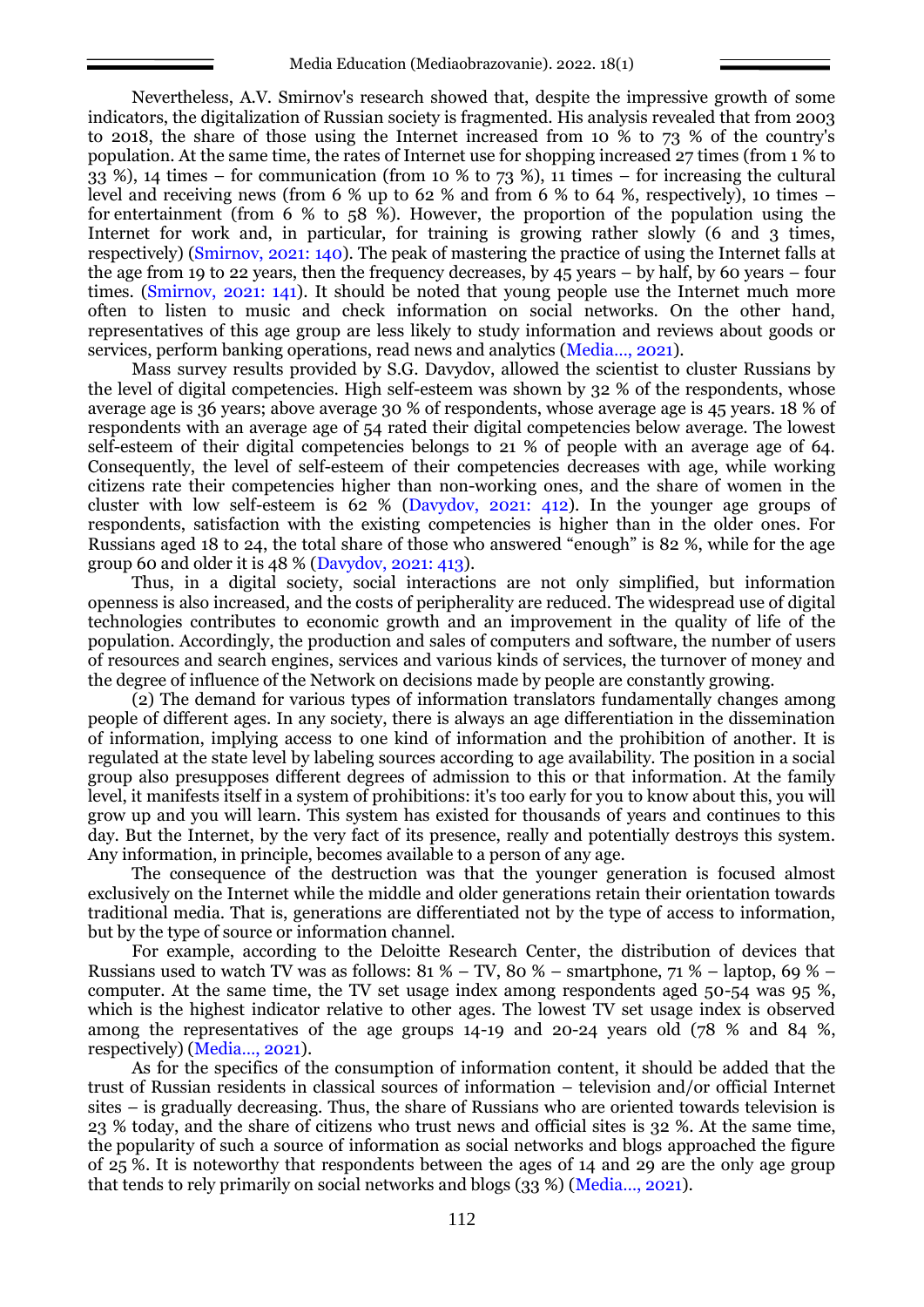Nevertheless, A.V. Smirnov's research showed that, despite the impressive growth of some indicators, the digitalization of Russian society is fragmented. His analysis revealed that from 2003 to 2018, the share of those using the Internet increased from 10 % to 73 % of the country's population. At the same time, the rates of Internet use for shopping increased 27 times (from 1 % to 33 %), 14 times – for communication (from 10 % to 73 %), 11 times – for increasing the cultural level and receiving news (from 6 % up to 62 % and from 6 % to 64 %, respectively), 10 times – for entertainment (from 6 % to 58 %). However, the proportion of the population using the Internet for work and, in particular, for training is growing rather slowly (6 and 3 times, respectively) (Smirnov, 2021: 140). The peak of mastering the practice of using the Internet falls at the age from 19 to 22 years, then the frequency decreases, by 45 years – by half, by 60 years – four times. (Smirnov, 2021: 141). It should be noted that young people use the Internet much more often to listen to music and check information on social networks. On the other hand, representatives of this age group are less likely to study information and reviews about goods or services, perform banking operations, read news and analytics (Media..., 2021).

Mass survey results provided by S.G. Davydov, allowed the scientist to cluster Russians by the level of digital competencies. High self-esteem was shown by 32 % of the respondents, whose average age is 36 years; above average 30 % of respondents, whose average age is 45 years. 18 % of respondents with an average age of 54 rated their digital competencies below average. The lowest self-esteem of their digital competencies belongs to 21 % of people with an average age of 64. Consequently, the level of self-esteem of their competencies decreases with age, while working citizens rate their competencies higher than non-working ones, and the share of women in the cluster with low self-esteem is 62 % (Davydov, 2021: 412). In the younger age groups of respondents, satisfaction with the existing competencies is higher than in the older ones. For Russians aged 18 to 24, the total share of those who answered "enough" is 82 %, while for the age group 60 and older it is 48 % (Davydov, 2021: 413).

Thus, in a digital society, social interactions are not only simplified, but information openness is also increased, and the costs of peripherality are reduced. The widespread use of digital technologies contributes to economic growth and an improvement in the quality of life of the population. Accordingly, the production and sales of computers and software, the number of users of resources and search engines, services and various kinds of services, the turnover of money and the degree of influence of the Network on decisions made by people are constantly growing.

(2) The demand for various types of information translators fundamentally changes among people of different ages. In any society, there is always an age differentiation in the dissemination of information, implying access to one kind of information and the prohibition of another. It is regulated at the state level by labeling sources according to age availability. The position in a social group also presupposes different degrees of admission to this or that information. At the family level, it manifests itself in a system of prohibitions: it's too early for you to know about this, you will grow up and you will learn. This system has existed for thousands of years and continues to this day. But the Internet, by the very fact of its presence, really and potentially destroys this system. Any information, in principle, becomes available to a person of any age.

The consequence of the destruction was that the younger generation is focused almost exclusively on the Internet while the middle and older generations retain their orientation towards traditional media. That is, generations are differentiated not by the type of access to information, but by the type of source or information channel.

For example, according to the Deloitte Research Center, the distribution of devices that Russians used to watch TV was as follows: 81 % – TV, 80 % – smartphone, 71 % – laptop, 69 % – computer. At the same time, the TV set usage index among respondents aged 50-54 was 95 %, which is the highest indicator relative to other ages. The lowest TV set usage index is observed among the representatives of the age groups 14-19 and 20-24 years old (78 % and 84 %, respectively) (Media..., 2021).

As for the specifics of the consumption of information content, it should be added that the trust of Russian residents in classical sources of information – television and/or official Internet sites – is gradually decreasing. Thus, the share of Russians who are oriented towards television is 23 % today, and the share of citizens who trust news and official sites is 32 %. At the same time, the popularity of such a source of information as social networks and blogs approached the figure of 25 %. It is noteworthy that respondents between the ages of 14 and 29 are the only age group that tends to rely primarily on social networks and blogs (33 %) (Media..., 2021).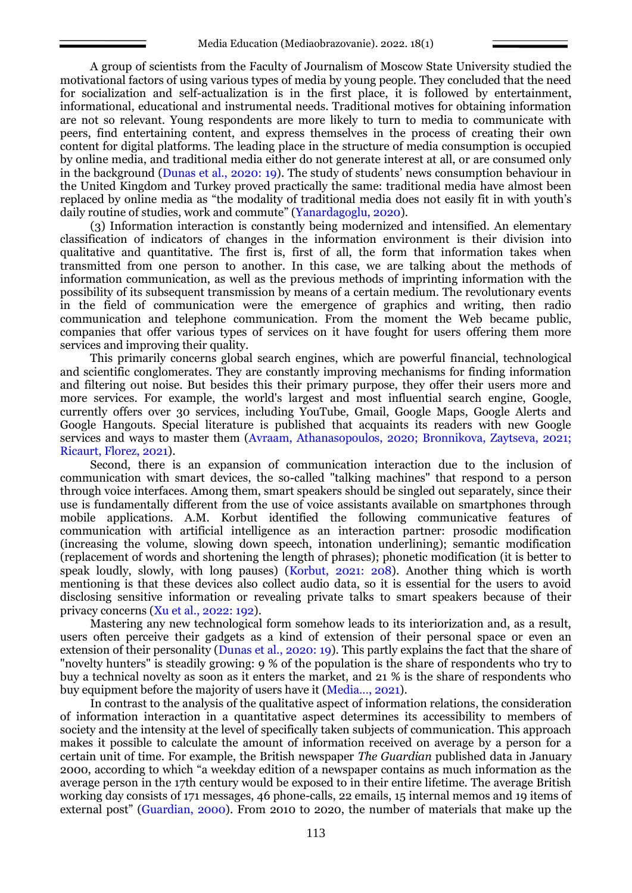A group of scientists from the Faculty of Journalism of Moscow State University studied the motivational factors of using various types of media by young people. They concluded that the need for socialization and self-actualization is in the first place, it is followed by entertainment, informational, educational and instrumental needs. Traditional motives for obtaining information are not so relevant. Young respondents are more likely to turn to media to communicate with peers, find entertaining content, and express themselves in the process of creating their own content for digital platforms. The leading place in the structure of media consumption is occupied by online media, and traditional media either do not generate interest at all, or are consumed only in the background (Dunas et al., 2020: 19). The study of students' news consumption behaviour in the United Kingdom and Turkey proved practically the same: traditional media have almost been replaced by online media as "the modality of traditional media does not easily fit in with youth's daily routine of studies, work and commute" (Yanardagoglu, 2020).

(3) Information interaction is constantly being modernized and intensified. An elementary classification of indicators of changes in the information environment is their division into qualitative and quantitative. The first is, first of all, the form that information takes when transmitted from one person to another. In this case, we are talking about the methods of information communication, as well as the previous methods of imprinting information with the possibility of its subsequent transmission by means of a certain medium. The revolutionary events in the field of communication were the emergence of graphics and writing, then radio communication and telephone communication. From the moment the Web became public, companies that offer various types of services on it have fought for users offering them more services and improving their quality.

This primarily concerns global search engines, which are powerful financial, technological and scientific conglomerates. They are constantly improving mechanisms for finding information and filtering out noise. But besides this their primary purpose, they offer their users more and more services. For example, the world's largest and most influential search engine, Google, currently offers over 30 services, including YouTube, Gmail, Google Maps, Google Alerts and Google Hangouts. Special literature is published that acquaints its readers with new Google services and ways to master them (Avraam, Athanasopoulos, 2020; Bronnikova, Zaytseva, 2021; Ricaurt, Florez, 2021).

Second, there is an expansion of communication interaction due to the inclusion of communication with smart devices, the so-called "talking machines" that respond to a person through voice interfaces. Among them, smart speakers should be singled out separately, since their use is fundamentally different from the use of voice assistants available on smartphones through mobile applications. A.M. Korbut identified the following communicative features of communication with artificial intelligence as an interaction partner: prosodic modification (increasing the volume, slowing down speech, intonation underlining); semantic modification (replacement of words and shortening the length of phrases); phonetic modification (it is better to speak loudly, slowly, with long pauses) (Korbut, 2021: 208). Another thing which is worth mentioning is that these devices also collect audio data, so it is essential for the users to avoid disclosing sensitive information or revealing private talks to smart speakers because of their privacy concerns (Xu et al., 2022: 192).

Mastering any new technological form somehow leads to its interiorization and, as a result, users often perceive their gadgets as a kind of extension of their personal space or even an extension of their personality (Dunas et al., 2020: 19). This partly explains the fact that the share of "novelty hunters" is steadily growing: 9 % of the population is the share of respondents who try to buy a technical novelty as soon as it enters the market, and 21 % is the share of respondents who buy equipment before the majority of users have it (Media..., 2021).

In contrast to the analysis of the qualitative aspect of information relations, the consideration of information interaction in a quantitative aspect determines its accessibility to members of society and the intensity at the level of specifically taken subjects of communication. This approach makes it possible to calculate the amount of information received on average by a person for a certain unit of time. For example, the British newspaper *The Guardian* published data in January 2000, according to which "a weekday edition of a newspaper contains as much information as the average person in the 17th century would be exposed to in their entire lifetime. The average British working day consists of 171 messages, 46 phone-calls, 22 emails, 15 internal memos and 19 items of external post" (Guardian, 2000). From 2010 to 2020, the number of materials that make up the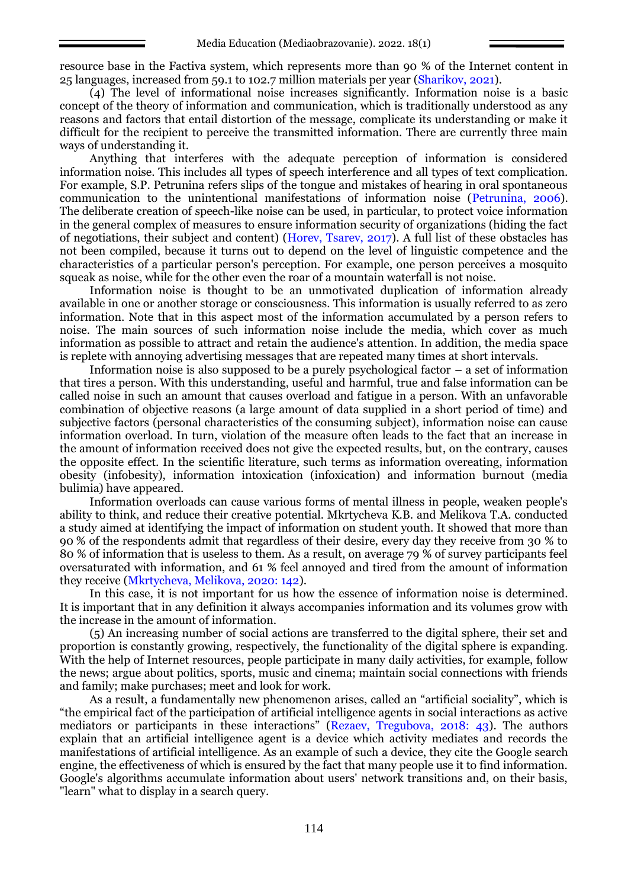resource base in the Factiva system, which represents more than 90 % of the Internet content in 25 languages, increased from 59.1 to 102.7 million materials per year (Sharikov, 2021).

(4) The level of informational noise increases significantly. Information noise is a basic concept of the theory of information and communication, which is traditionally understood as any reasons and factors that entail distortion of the message, complicate its understanding or make it difficult for the recipient to perceive the transmitted information. There are currently three main ways of understanding it.

Anything that interferes with the adequate perception of information is considered information noise. This includes all types of speech interference and all types of text complication. For example, S.P. Petrunina refers slips of the tongue and mistakes of hearing in oral spontaneous communication to the unintentional manifestations of information noise (Petrunina, 2006). The deliberate creation of speech-like noise can be used, in particular, to protect voice information in the general complex of measures to ensure information security of organizations (hiding the fact of negotiations, their subject and content) (Horev, Tsarev, 2017). A full list of these obstacles has not been compiled, because it turns out to depend on the level of linguistic competence and the characteristics of a particular person's perception. For example, one person perceives a mosquito squeak as noise, while for the other even the roar of a mountain waterfall is not noise.

Information noise is thought to be an unmotivated duplication of information already available in one or another storage or consciousness. This information is usually referred to as zero information. Note that in this aspect most of the information accumulated by a person refers to noise. The main sources of such information noise include the media, which cover as much information as possible to attract and retain the audience's attention. In addition, the media space is replete with annoying advertising messages that are repeated many times at short intervals.

Information noise is also supposed to be a purely psychological factor – a set of information that tires a person. With this understanding, useful and harmful, true and false information can be called noise in such an amount that causes overload and fatigue in a person. With an unfavorable combination of objective reasons (a large amount of data supplied in a short period of time) and subjective factors (personal characteristics of the consuming subject), information noise can cause information overload. In turn, violation of the measure often leads to the fact that an increase in the amount of information received does not give the expected results, but, on the contrary, causes the opposite effect. In the scientific literature, such terms as information overeating, information obesity (infobesity), information intoxication (infoxication) and information burnout (media bulimia) have appeared.

Information overloads can cause various forms of mental illness in people, weaken people's ability to think, and reduce their creative potential. Mkrtycheva K.B. and Melikova T.A. conducted a study aimed at identifying the impact of information on student youth. It showed that more than 90 % of the respondents admit that regardless of their desire, every day they receive from 30 % to 80 % of information that is useless to them. As a result, on average 79 % of survey participants feel oversaturated with information, and 61 % feel annoyed and tired from the amount of information they receive (Mkrtycheva, Melikova, 2020: 142).

In this case, it is not important for us how the essence of information noise is determined. It is important that in any definition it always accompanies information and its volumes grow with the increase in the amount of information.

(5) An increasing number of social actions are transferred to the digital sphere, their set and proportion is constantly growing, respectively, the functionality of the digital sphere is expanding. With the help of Internet resources, people participate in many daily activities, for example, follow the news; argue about politics, sports, music and cinema; maintain social connections with friends and family; make purchases; meet and look for work.

As a result, a fundamentally new phenomenon arises, called an "artificial sociality", which is "the empirical fact of the participation of artificial intelligence agents in social interactions as active mediators or participants in these interactions" (Rezaev, Tregubova, 2018: 43). The authors explain that an artificial intelligence agent is a device which activity mediates and records the manifestations of artificial intelligence. As an example of such a device, they cite the Google search engine, the effectiveness of which is ensured by the fact that many people use it to find information. Google's algorithms accumulate information about users' network transitions and, on their basis, "learn" what to display in a search query.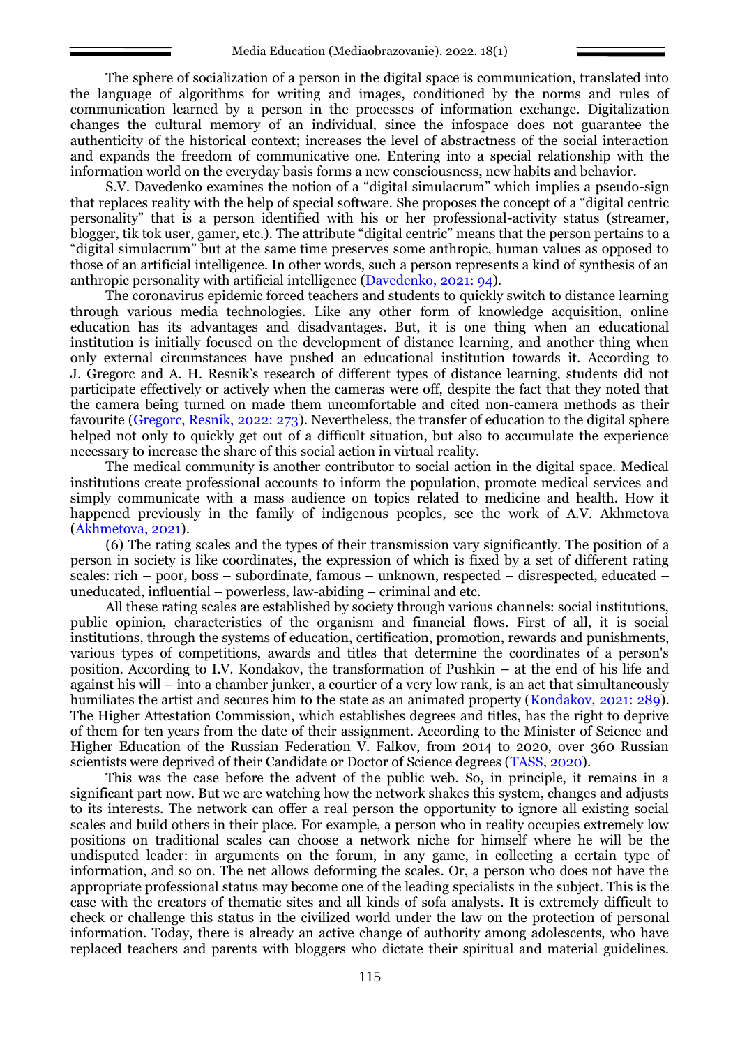The sphere of socialization of a person in the digital space is communication, translated into the language of algorithms for writing and images, conditioned by the norms and rules of communication learned by a person in the processes of information exchange. Digitalization changes the cultural memory of an individual, since the infospace does not guarantee the authenticity of the historical context; increases the level of abstractness of the social interaction and expands the freedom of communicative one. Entering into a special relationship with the information world on the everyday basis forms a new consciousness, new habits and behavior.

S.V. Davedenko examines the notion of a "digital simulacrum" which implies a pseudo-sign that replaces reality with the help of special software. She proposes the concept of a "digital centric personality" that is a person identified with his or her professional-activity status (streamer, blogger, tik tok user, gamer, etc.). The attribute "digital centric" means that the person pertains to a "digital simulacrum" but at the same time preserves some anthropic, human values as opposed to those of an artificial intelligence. In other words, such a person represents a kind of synthesis of an anthropic personality with artificial intelligence (Davedenko, 2021: 94).

The coronavirus epidemic forced teachers and students to quickly switch to distance learning through various media technologies. Like any other form of knowledge acquisition, online education has its advantages and disadvantages. But, it is one thing when an educational institution is initially focused on the development of distance learning, and another thing when only external circumstances have pushed an educational institution towards it. According to J. Gregorc and A. H. Resnik's research of different types of distance learning, students did not participate effectively or actively when the cameras were off, despite the fact that they noted that the camera being turned on made them uncomfortable and cited non-camera methods as their favourite (Gregorc, Resnik, 2022: 273). Nevertheless, the transfer of education to the digital sphere helped not only to quickly get out of a difficult situation, but also to accumulate the experience necessary to increase the share of this social action in virtual reality.

The medical community is another contributor to social action in the digital space. Medical institutions create professional accounts to inform the population, promote medical services and simply communicate with a mass audience on topics related to medicine and health. How it happened previously in the family of indigenous peoples, see the work of A.V. Akhmetova (Akhmetova, 2021).

(6) The rating scales and the types of their transmission vary significantly. The position of a person in society is like coordinates, the expression of which is fixed by a set of different rating scales: rich – poor, boss – subordinate, famous – unknown, respected – disrespected, educated – uneducated, influential – powerless, law-abiding – criminal and etc.

All these rating scales are established by society through various channels: social institutions, public opinion, characteristics of the organism and financial flows. First of all, it is social institutions, through the systems of education, certification, promotion, rewards and punishments, various types of competitions, awards and titles that determine the coordinates of a person's position. According to I.V. Kondakov, the transformation of Pushkin – at the end of his life and against his will – into a chamber junker, a courtier of a very low rank, is an act that simultaneously humiliates the artist and secures him to the state as an animated property (Kondakov, 2021: 289). The Higher Attestation Commission, which establishes degrees and titles, has the right to deprive of them for ten years from the date of their assignment. According to the Minister of Science and Higher Education of the Russian Federation V. Falkov, from 2014 to 2020, over 360 Russian scientists were deprived of their Candidate or Doctor of Science degrees (TASS, 2020).

This was the case before the advent of the public web. So, in principle, it remains in a significant part now. But we are watching how the network shakes this system, changes and adjusts to its interests. The network can offer a real person the opportunity to ignore all existing social scales and build others in their place. For example, a person who in reality occupies extremely low positions on traditional scales can choose a network niche for himself where he will be the undisputed leader: in arguments on the forum, in any game, in collecting a certain type of information, and so on. The net allows deforming the scales. Or, a person who does not have the appropriate professional status may become one of the leading specialists in the subject. This is the case with the creators of thematic sites and all kinds of sofa analysts. It is extremely difficult to check or challenge this status in the civilized world under the law on the protection of personal information. Today, there is already an active change of authority among adolescents, who have replaced teachers and parents with bloggers who dictate their spiritual and material guidelines.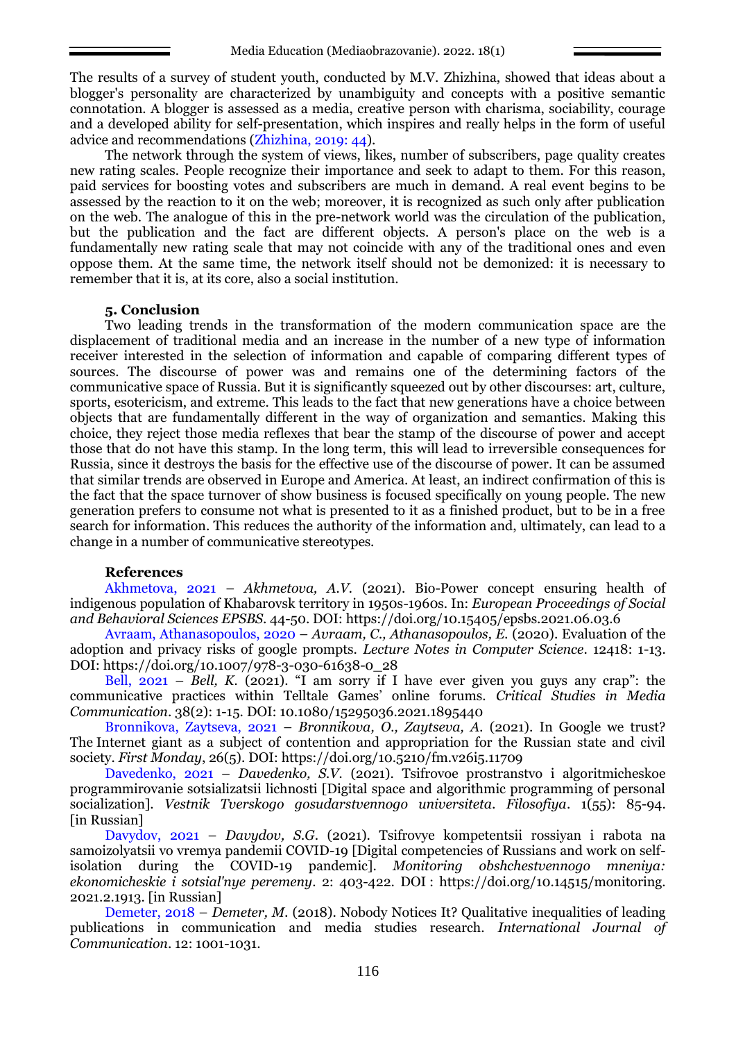The results of a survey of student youth, conducted by M.V. Zhizhina, showed that ideas about a blogger's personality are characterized by unambiguity and concepts with a positive semantic connotation. A blogger is assessed as a media, creative person with charisma, sociability, courage and a developed ability for self-presentation, which inspires and really helps in the form of useful advice and recommendations (Zhizhina, 2019: 44).

The network through the system of views, likes, number of subscribers, page quality creates new rating scales. People recognize their importance and seek to adapt to them. For this reason, paid services for boosting votes and subscribers are much in demand. A real event begins to be assessed by the reaction to it on the web; moreover, it is recognized as such only after publication on the web. The analogue of this in the pre-network world was the circulation of the publication, but the publication and the fact are different objects. A person's place on the web is a fundamentally new rating scale that may not coincide with any of the traditional ones and even oppose them. At the same time, the network itself should not be demonized: it is necessary to remember that it is, at its core, also a social institution.

## 5. Conclusion

Two leading trends in the transformation of the modern communication space are the displacement of traditional media and an increase in the number of a new type of information receiver interested in the selection of information and capable of comparing different types of sources. The discourse of power was and remains one of the determining factors of the communicative space of Russia. But it is significantly squeezed out by other discourses: art, culture, sports, esotericism, and extreme. This leads to the fact that new generations have a choice between objects that are fundamentally different in the way of organization and semantics. Making this choice, they reject those media reflexes that bear the stamp of the discourse of power and accept those that do not have this stamp. In the long term, this will lead to irreversible consequences for Russia, since it destroys the basis for the effective use of the discourse of power. It can be assumed that similar trends are observed in Europe and America. At least, an indirect confirmation of this is the fact that the space turnover of show business is focused specifically on young people. The new generation prefers to consume not what is presented to it as a finished product, but to be in a free search for information. This reduces the authority of the information and, ultimately, can lead to a change in a number of communicative stereotypes.

## References

Akhmetova, 2021 – *Akhmetova, A.V.* (2021). Bio-Power concept ensuring health of indigenous population of Khabarovsk territory in 1950s-1960s. In: *European Proceedings of Social and Behavioral Sciences EPSBS*. 44-50. DOI: https://doi.org/10.15405/epsbs.2021.06.03.6

Avraam, Athanasopoulos, 2020 – *Avraam, C., Athanasopoulos, E.* (2020). Evaluation of the adoption and privacy risks of google prompts. *Lecture Notes in Computer Science*. 12418: 1-13. DOI: https://doi.org/10.1007/978-3-030-61638-0_28

Bell, 2021 – *Bell, K.* (2021). "I am sorry if I have ever given you guys any crap": the communicative practices within Telltale Games' online forums. *Critical Studies in Media Communication*. 38(2): 1-15. DOI: 10.1080/15295036.2021.1895440

Bronnikova, Zaytseva, 2021 – *Bronnikova, O., Zaytseva, A.* (2021). In Google we trust? The Internet giant as a subject of contention and appropriation for the Russian state and civil society. *First Monday*, 26(5). DOI: https://doi.org/10.5210/fm.v26i5.11709

Davedenko, 2021 – *Davedenko, S.V.* (2021). Tsifrovoe prostranstvo i algoritmicheskoe programmirovanie sotsializatsii lichnosti [Digital space and algorithmic programming of personal socialization]. *Vestnik Tverskogo gosudarstvennogo universiteta. Filosofiya*. 1(55): 85-94. [in Russian]

Davydov, 2021 – *Davydov, S.G.* (2021). Tsifrovye kompetentsii rossiyan i rabota na samoizolyatsii vo vremya pandemii COVID-19 [Digital competencies of Russians and work on self-isolation during the COVID-19 pandemic]. *Monitoring obshchestvennogo mneniya: ekonomicheskie i sotsial'nye peremeny*. 2: 403-422. DOI : https://doi.org/10.14515/monitoring. 2021.2.1913. [in Russian]

Demeter, 2018 – *Demeter, M.* (2018). Nobody Notices It? Qualitative inequalities of leading publications in communication and media studies research. *International Journal of Communication*. 12: 1001-1031.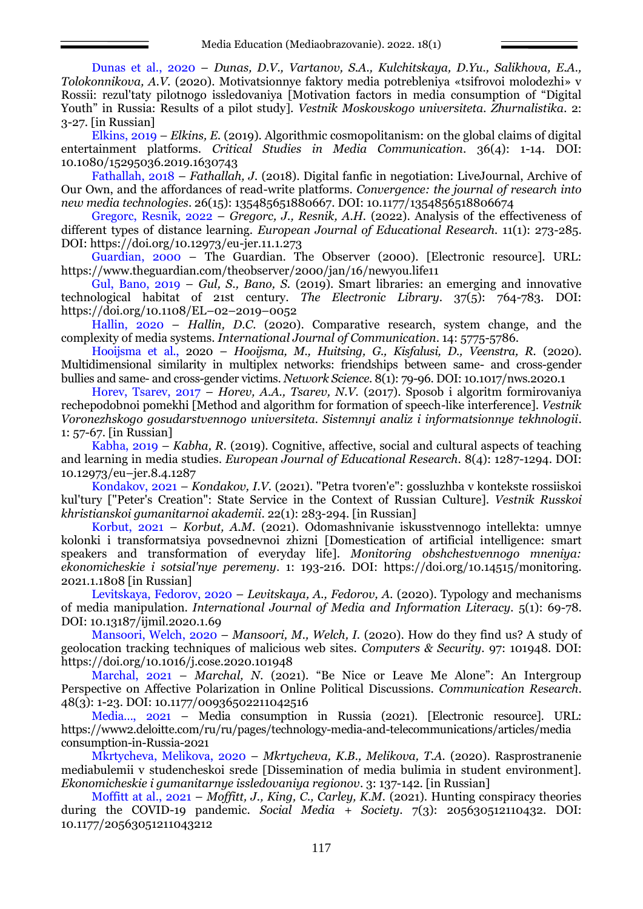Dunas et al., 2020 – *Dunas, D.V., Vartanov, S.A., Kulchitskaya, D.Yu., Salikhova, E.A., Tolokonnikova, A.V.* (2020). Motivatsionnye faktory media potrebleniya «tsifrovoi molodezhi» v Rossii: rezul'taty pilotnogo issledovaniya [Motivation factors in media consumption of "Digital Youth" in Russia: Results of a pilot study]. *Vestnik Moskovskogo universiteta. Zhurnalistika*. 2: 3-27. [in Russian]

Elkins, 2019 – *Elkins, E.* (2019). Algorithmic cosmopolitanism: on the global claims of digital entertainment platforms. *Critical Studies in Media Communication*. 36(4): 1-14. DOI: 10.1080/15295036.2019.1630743

Fathallah, 2018 – *Fathallah, J.* (2018). Digital fanfic in negotiation: LiveJournal, Archive of Our Own, and the affordances of read-write platforms. *Convergence: the journal of research into new media technologies*. 26(15): 135485651880667. DOI: 10.1177/1354856518806674

Gregorc, Resnik, 2022 – *Gregorc, J., Resnik, A.H.* (2022). Analysis of the effectiveness of different types of distance learning. *European Journal of Educational Research*. 11(1): 273-285. DOI: https://doi.org/10.12973/eu-jer.11.1.273

Guardian, 2000 – The Guardian. The Observer (2000). [Electronic resource]. URL: https://www.theguardian.com/theobserver/2000/jan/16/newyou.life11

Gul, Bano, 2019 – *Gul, S., Bano, S.* (2019). Smart libraries: an emerging and innovative technological habitat of 21st century. *The Electronic Library*. 37(5): 764-783. DOI: https://doi.org/10.1108/EL–02–2019–0052

Hallin, 2020 – *Hallin, D.C.* (2020). Comparative research, system change, and the complexity of media systems. *International Journal of Communication*. 14: 5775-5786.

Hooijsma et al., 2020 – *Hooijsma, M., Huitsing, G., Kisfalusi, D., Veenstra, R.* (2020). Multidimensional similarity in multiplex networks: friendships between same- and cross-gender bullies and same- and cross-gender victims. *Network Science*. 8(1): 79-96. DOI: 10.1017/nws.2020.1

Horev, Tsarev, 2017 – *Horev, A.A., Tsarev, N.V.* (2017). Sposob i algoritm formirovaniya rechepodobnoi pomekhi [Method and algorithm for formation of speech-like interference]. *Vestnik Voronezhskogo gosudarstvennogo universiteta. Sistemnyi analiz i informatsionnye tekhnologii*. 1: 57-67. [in Russian]

Kabha, 2019 – *Kabha, R.* (2019). Cognitive, affective, social and cultural aspects of teaching and learning in media studies. *European Journal of Educational Research*. 8(4): 1287-1294. DOI: 10.12973/eu–jer.8.4.1287

Kondakov, 2021 – *Kondakov, I.V.* (2021). "Petra tvoren'e": gossluzhba v kontekste rossiiskoi kul'tury ["Peter's Creation": State Service in the Context of Russian Culture]. *Vestnik Russkoi khristianskoi gumanitarnoi akademii*. 22(1): 283-294. [in Russian]

Korbut, 2021 – *Korbut, A.M.* (2021). Odomashnivanie iskusstvennogo intellekta: umnye kolonki i transformatsiya povsednevnoi zhizni [Domestication of artificial intelligence: smart speakers and transformation of everyday life]. *Monitoring obshchestvennogo mneniya: ekonomicheskie i sotsial'nye peremeny*. 1: 193-216. DOI: https://doi.org/10.14515/monitoring.2021.1.1808 [in Russian]

Levitskaya, Fedorov, 2020 – *Levitskaya, A., Fedorov, A.* (2020). Typology and mechanisms of media manipulation. *International Journal of Media and Information Literacy*. 5(1): 69-78. DOI: 10.13187/ijmil.2020.1.69

Mansoori, Welch, 2020 – *Mansoori, M., Welch, I.* (2020). How do they find us? A study of geolocation tracking techniques of malicious web sites. *Computers & Security*. 97: 101948. DOI: https://doi.org/10.1016/j.cose.2020.101948

Marchal, 2021 – *Marchal, N.* (2021). "Be Nice or Leave Me Alone": An Intergroup Perspective on Affective Polarization in Online Political Discussions. *Communication Research*. 48(3): 1-23. DOI: 10.1177/00936502211042516

Media..., 2021 – Media consumption in Russia (2021). [Electronic resource]. URL: https://www2.deloitte.com/ru/ru/pages/technology-media-and-telecommunications/articles/media consumption-in-Russia-2021

Mkrtycheva, Melikova, 2020 – *Mkrtycheva, K.B., Melikova, T.A.* (2020). Rasprostranenie mediabulemii v studencheskoi srede [Dissemination of media bulimia in student environment]. *Ekonomicheskie i gumanitarnye issledovaniya regionov*. 3: 137-142. [in Russian]

Moffitt at al., 2021 – *Moffitt, J., King, C., Carley, K.M.* (2021). Hunting conspiracy theories during the COVID-19 pandemic. *Social Media + Society*. 7(3): 205630512110432. DOI: 10.1177/20563051211043212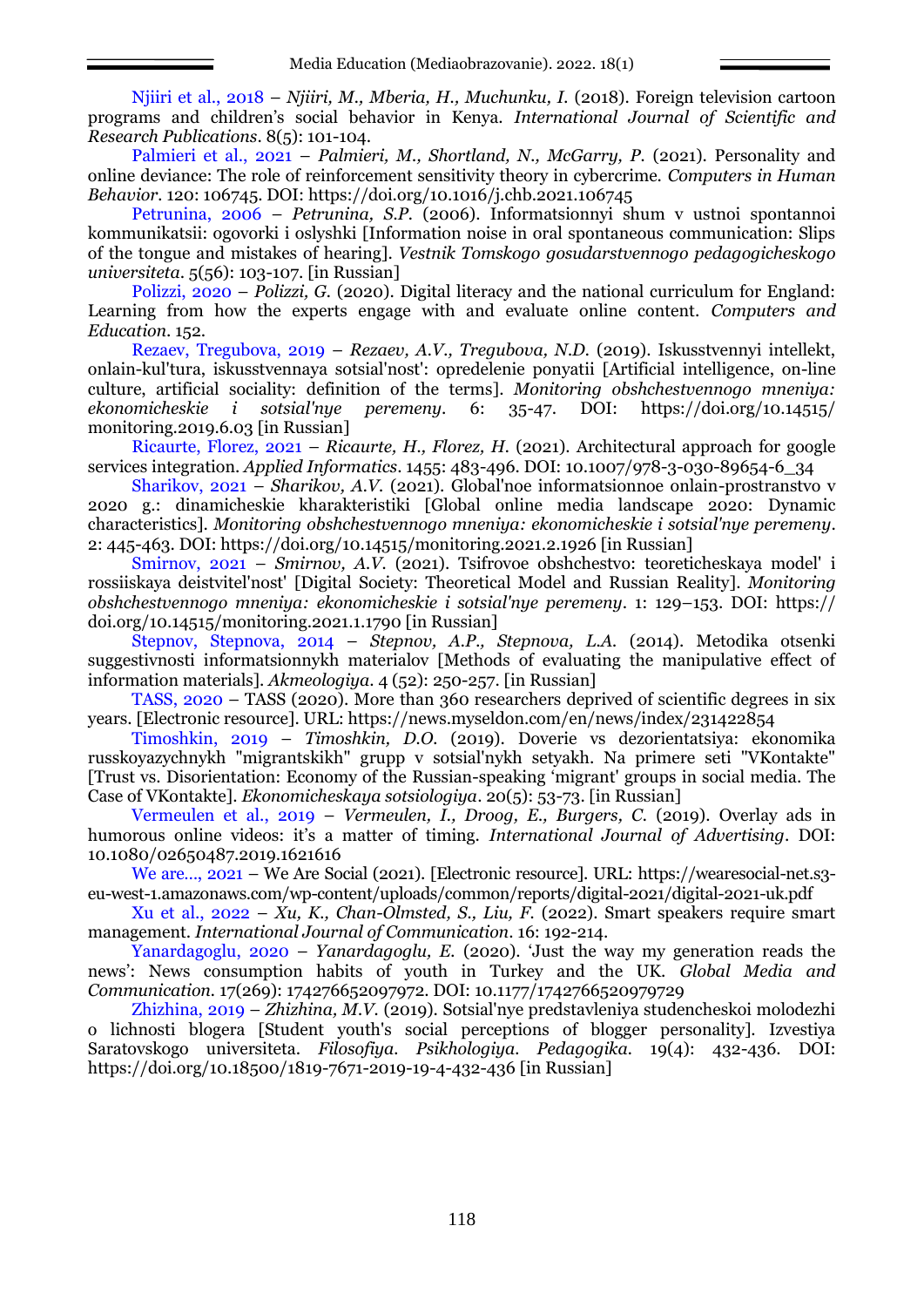Njiiri et al., 2018 – *Njiiri, M., Mberia, H., Muchunku, I.* (2018). Foreign television cartoon programs and children's social behavior in Kenya. *International Journal of Scientific and Research Publications*. 8(5): 101-104.

Palmieri et al., 2021 – *Palmieri, M., Shortland, N., McGarry, P.* (2021). Personality and online deviance: The role of reinforcement sensitivity theory in cybercrime. *Computers in Human Behavior*. 120: 106745. DOI: https://doi.org/10.1016/j.chb.2021.106745

Petrunina, 2006 – *Petrunina, S.P.* (2006). Informatsionnyi shum v ustnoi spontannoi kommunikatsii: ogovorki i oslyshki [Information noise in oral spontaneous communication: Slips of the tongue and mistakes of hearing]. *Vestnik Tomskogo gosudarstvennogo pedagogicheskogo universiteta*. 5(56): 103-107. [in Russian]

Polizzi, 2020 – *Polizzi, G.* (2020). Digital literacy and the national curriculum for England: Learning from how the experts engage with and evaluate online content. *Computers and Education*. 152.

Rezaev, Tregubova, 2019 – *Rezaev, A.V., Tregubova, N.D.* (2019). Iskusstvennyi intellekt, onlain-kul'tura, iskusstvennaya sotsial'nost': opredelenie ponyatii [Artificial intelligence, on-line culture, artificial sociality: definition of the terms]. *Monitoring obshchestvennogo mneniya: ekonomicheskie i sotsial'nye peremeny*. 6: 35-47. DOI: https://doi.org/10.14515/monitoring.2019.6.03 [in Russian]

Ricaurte, Florez, 2021 – *Ricaurte, H., Florez, H.* (2021). Architectural approach for google services integration. *Applied Informatics*. 1455: 483-496. DOI: 10.1007/978-3-030-89654-6_34

Sharikov, 2021 – *Sharikov, A.V.* (2021). Global'noe informatsionnoe onlain-prostranstvo v 2020 g.: dinamicheskie kharakteristiki [Global online media landscape 2020: Dynamic characteristics]. *Monitoring obshchestvennogo mneniya: ekonomicheskie i sotsial'nye peremeny*. 2: 445-463. DOI: https://doi.org/10.14515/monitoring.2021.2.1926 [in Russian]

Smirnov, 2021 – *Smirnov, A.V.* (2021). Tsifrovoe obshchestvo: teoreticheskaya model' i rossiiskaya deistvitel'nost' [Digital Society: Theoretical Model and Russian Reality]. *Monitoring obshchestvennogo mneniya: ekonomicheskie i sotsial'nye peremeny*. 1: 129–153. DOI: https://doi.org/10.14515/monitoring.2021.1.1790 [in Russian]

Stepnov, Stepnova, 2014 – *Stepnov, A.P., Stepnova, L.A.* (2014). Metodika otsenki suggestivnosti informatsionnykh materialov [Methods of evaluating the manipulative effect of information materials]. *Akmeologiya*. 4 (52): 250-257. [in Russian]

TASS, 2020 – TASS (2020). More than 360 researchers deprived of scientific degrees in six years. [Electronic resource]. URL: https://news.myseldon.com/en/news/index/231422854

Timoshkin, 2019 – *Timoshkin, D.O.* (2019). Doverie vs dezorientatsiya: ekonomika russkoyazychnykh "migrantskikh" grupp v sotsial'nykh setyakh. Na primere seti "VKontakte" [Trust vs. Disorientation: Economy of the Russian-speaking 'migrant' groups in social media. The Case of VKontakte]. *Ekonomicheskaya sotsiologiya*. 20(5): 53-73. [in Russian]

Vermeulen et al., 2019 – *Vermeulen, I., Droog, E., Burgers, C.* (2019). Overlay ads in humorous online videos: it's a matter of timing. *International Journal of Advertising*. DOI: 10.1080/02650487.2019.1621616

We are..., 2021 – We Are Social (2021). [Electronic resource]. URL: https://wearesocial-net.s3-eu-west-1.amazonaws.com/wp-content/uploads/common/reports/digital-2021/digital-2021-uk.pdf

Xu et al., 2022 – *Xu, K., Chan-Olmsted, S., Liu, F.* (2022). Smart speakers require smart management. *International Journal of Communication*. 16: 192-214.

Yanardagoglu, 2020 – *Yanardagoglu, E.* (2020). 'Just the way my generation reads the news': News consumption habits of youth in Turkey and the UK. *Global Media and Communication*. 17(269): 174276652097972. DOI: 10.1177/1742766520979729

Zhizhina, 2019 – *Zhizhina, M.V.* (2019). Sotsial'nye predstavleniya studencheskoi molodezhi o lichnosti blogera [Student youth's social perceptions of blogger personality]. Izvestiya Saratovskogo universiteta. *Filosofiya. Psikhologiya. Pedagogika*. 19(4): 432-436. DOI: https://doi.org/10.18500/1819-7671-2019-19-4-432-436 [in Russian]